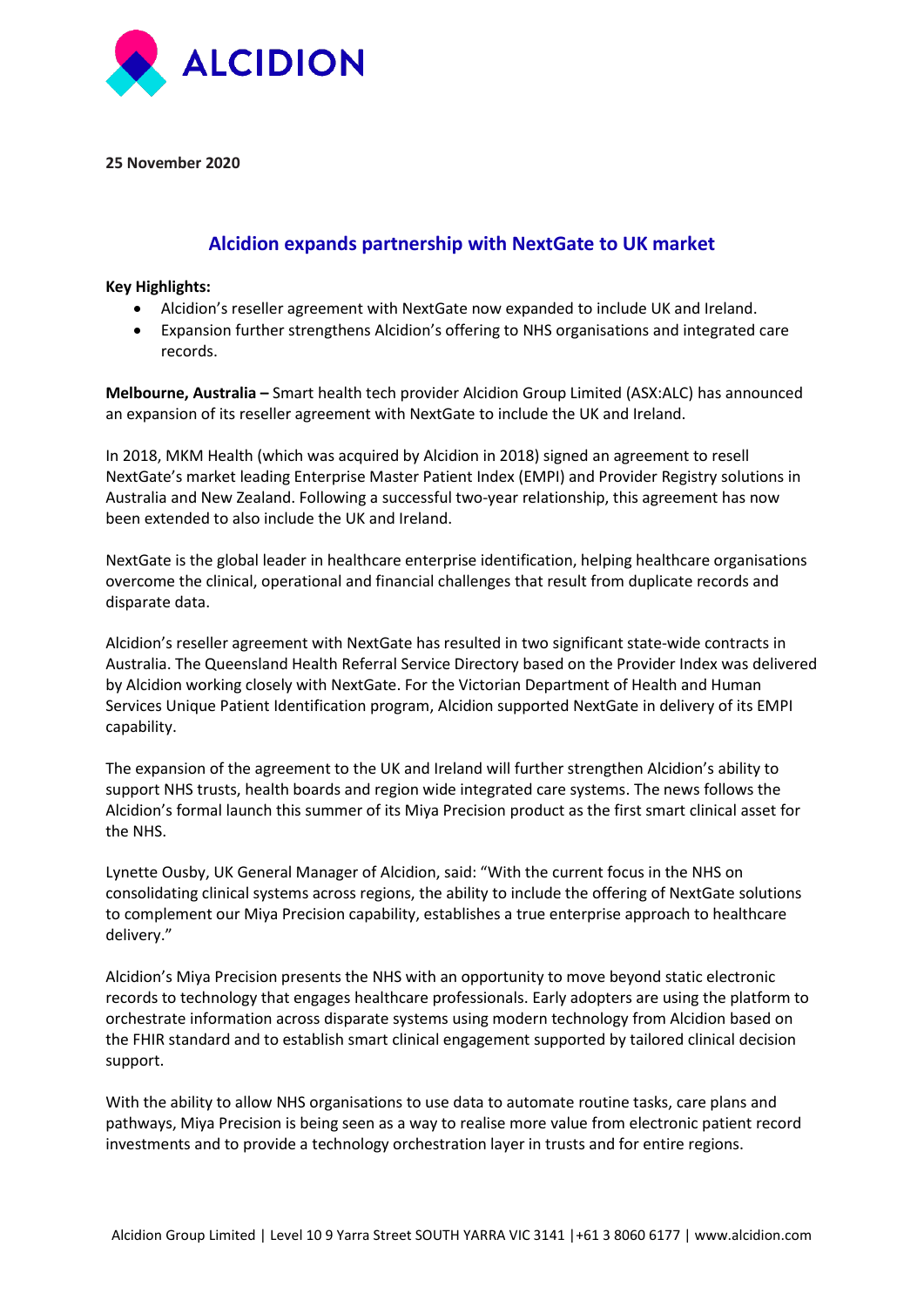**25 November 2020**

## Alcidion expands partnership with NextGate to UK market

**Key Highlights:**

- Alcidion's reseller agreement with NextGate now expanded to include UK and Ireland.
- Expansion further strengthens Alcidion's offering to NHS organisations and integrated care records.

**Melbourne, Australia –** Smart health tech provider Alcidion Group Limited (ASX:ALC) has announced an expansion of its reseller agreement with NextGate to include the UK and Ireland.

In 2018, MKM Health (which was acquired by Alcidion in 2018) signed an agreement to resell NextGate's market leading Enterprise Master Patient Index (EMPI) and Provider Registry solutions in Australia and New Zealand. Following a successful two-year relationship, this agreement has now been extended to also include the UK and Ireland.

NextGate is the global leader in healthcare enterprise identification, helping healthcare organisations overcome the clinical, operational and financial challenges that result from duplicate records and disparate data.

Alcidion's reseller agreement with NextGate has resulted in two significant state-wide contracts in Australia. The Queensland Health Referral Service Directory based on the Provider Index was delivered by Alcidion working closely with NextGate. For the Victorian Department of Health and Human Services Unique Patient Identification program, Alcidion supported NextGate in delivery of its EMPI capability.

The expansion of the agreement to the UK and Ireland will further strengthen Alcidion's ability to support NHS trusts, health boards and region wide integrated care systems. The news follows the Alcidion's formal launch this summer of its Miya Precision product as the first smart clinical asset for the NHS.

Lynette Ousby, UK General Manager of Alcidion, said: "With the current focus in the NHS on consolidating clinical systems across regions, the ability to include the offering of NextGate solutions to complement our Miya Precision capability, establishes a true enterprise approach to healthcare delivery."

Alcidion's Miya Precision presents the NHS with an opportunity to move beyond static electronic records to technology that engages healthcare professionals. Early adopters are using the platform to orchestrate information across disparate systems using modern technology from Alcidion based on the FHIR standard and to establish smart clinical engagement supported by tailored clinical decision support.

With the ability to allow NHS organisations to use data to automate routine tasks, care plans and pathways, Miya Precision is being seen as a way to realise more value from electronic patient record investments and to provide a technology orchestration layer in trusts and for entire regions.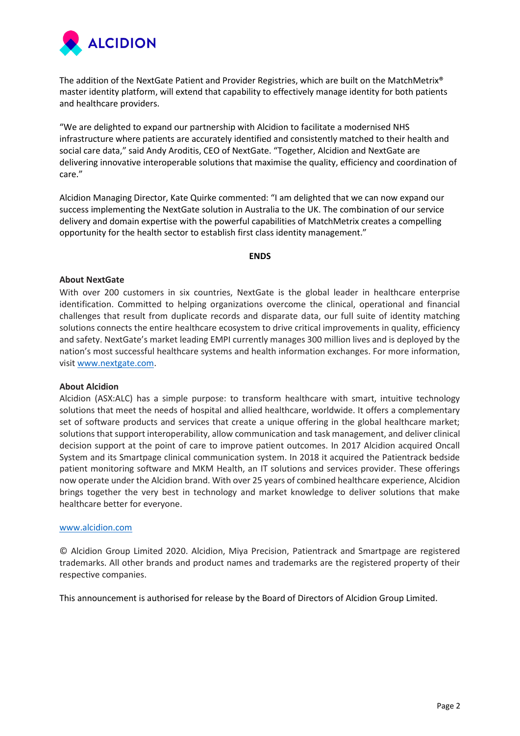The addition of the NextGate Patient and Provider Registries, which are built on the MatchMetrix® master identity platform, will extend that capability to effectively manage identity for both patients and healthcare providers.

"We are delighted to expand our partnership with Alcidion to facilitate a modernised NHS infrastructure where patients are accurately identified and consistently matched to their health and social care data," said Andy Aroditis, CEO of NextGate. "Together, Alcidion and NextGate are delivering innovative interoperable solutions that maximise the quality, efficiency and coordination of care."

Alcidion Managing Director, Kate Quirke commented: "I am delighted that we can now expand our success implementing the NextGate solution in Australia to the UK. The combination of our service delivery and domain expertise with the powerful capabilities of MatchMetrix creates a compelling opportunity for the health sector to establish first class identity management."

**ENDS**

**About NextGate**

With over 200 customers in six countries, NextGate is the global leader in healthcare enterprise identification. Committed to helping organizations overcome the clinical, operational and financial challenges that result from duplicate records and disparate data, our full suite of identity matching solutions connects the entire healthcare ecosystem to drive critical improvements in quality, efficiency and safety. NextGate's market leading EMPI currently manages 300 million lives and is deployed by the nation's most successful healthcare systems and health information exchanges. For more information, visit [www.nextgate.com](http://www.nextgate.com).

**About Alcidion**

Alcidion (ASX:ALC) has a simple purpose: to transform healthcare with smart, intuitive technology solutions that meet the needs of hospital and allied healthcare, worldwide. It offers a complementary set of software products and services that create a unique offering in the global healthcare market; solutions that support interoperability, allow communication and task management, and deliver clinical decision support at the point of care to improve patient outcomes. In 2017 Alcidion acquired Oncall System and its Smartpage clinical communication system. In 2018 it acquired the Patientrack bedside patient monitoring software and MKM Health, an IT solutions and services provider. These offerings now operate under the Alcidion brand. With over 25 years of combined healthcare experience, Alcidion brings together the very best in technology and market knowledge to deliver solutions that make healthcare better for everyone.

[www.alcidion.com](http://www.alcidion.com)

© Alcidion Group Limited 2020. Alcidion, Miya Precision, Patientrack and Smartpage are registered trademarks. All other brands and product names and trademarks are the registered property of their respective companies.

This announcement is authorised for release by the Board of Directors of Alcidion Group Limited.